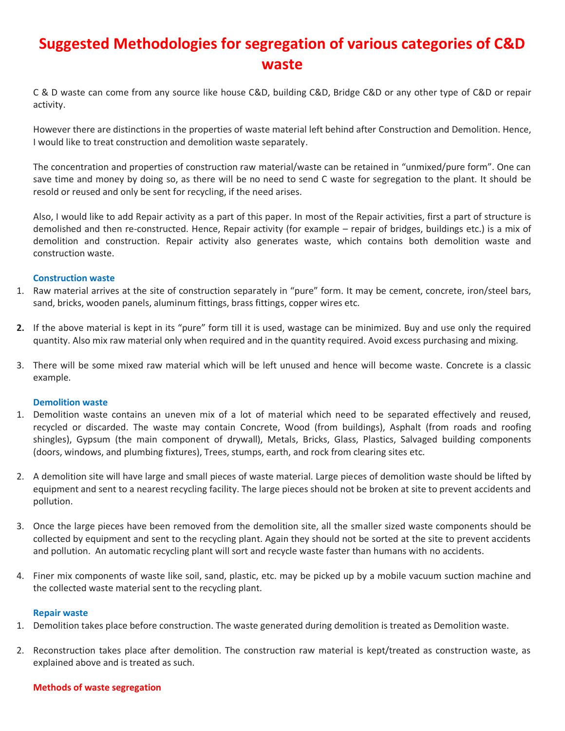# Suggested Methodologies for segregation of various categories of C&D waste

C & D waste can come from any source like house C&D, building C&D, Bridge C&D or any other type of C&D or repair activity.

However there are distinctions in the properties of waste material left behind after Construction and Demolition. Hence, I would like to treat construction and demolition waste separately.

The concentration and properties of construction raw material/waste can be retained in "unmixed/pure form". One can save time and money by doing so, as there will be no need to send C waste for segregation to the plant. It should be resold or reused and only be sent for recycling, if the need arises.

Also, I would like to add Repair activity as a part of this paper. In most of the Repair activities, first a part of structure is demolished and then re-constructed. Hence, Repair activity (for example – repair of bridges, buildings etc.) is a mix of demolition and construction. Repair activity also generates waste, which contains both demolition waste and construction waste.

### Construction waste

1. Raw material arrives at the site of construction separately in "pure" form. It may be cement, concrete, iron/steel bars, sand, bricks, wooden panels, aluminum fittings, brass fittings, copper wires etc.

2. If the above material is kept in its "pure" form till it is used, wastage can be minimized. Buy and use only the required quantity. Also mix raw material only when required and in the quantity required. Avoid excess purchasing and mixing.

3. There will be some mixed raw material which will be left unused and hence will become waste. Concrete is a classic example.

### Demolition waste

1. Demolition waste contains an uneven mix of a lot of material which need to be separated effectively and reused, recycled or discarded. The waste may contain Concrete, Wood (from buildings), Asphalt (from roads and roofing shingles), Gypsum (the main component of drywall), Metals, Bricks, Glass, Plastics, Salvaged building components (doors, windows, and plumbing fixtures), Trees, stumps, earth, and rock from clearing sites etc.

2. A demolition site will have large and small pieces of waste material. Large pieces of demolition waste should be lifted by equipment and sent to a nearest recycling facility. The large pieces should not be broken at site to prevent accidents and pollution.

3. Once the large pieces have been removed from the demolition site, all the smaller sized waste components should be collected by equipment and sent to the recycling plant. Again they should not be sorted at the site to prevent accidents and pollution. An automatic recycling plant will sort and recycle waste faster than humans with no accidents.

4. Finer mix components of waste like soil, sand, plastic, etc. may be picked up by a mobile vacuum suction machine and the collected waste material sent to the recycling plant.

### Repair waste

1. Demolition takes place before construction. The waste generated during demolition is treated as Demolition waste.

2. Reconstruction takes place after demolition. The construction raw material is kept/treated as construction waste, as explained above and is treated as such.

## Methods of waste segregation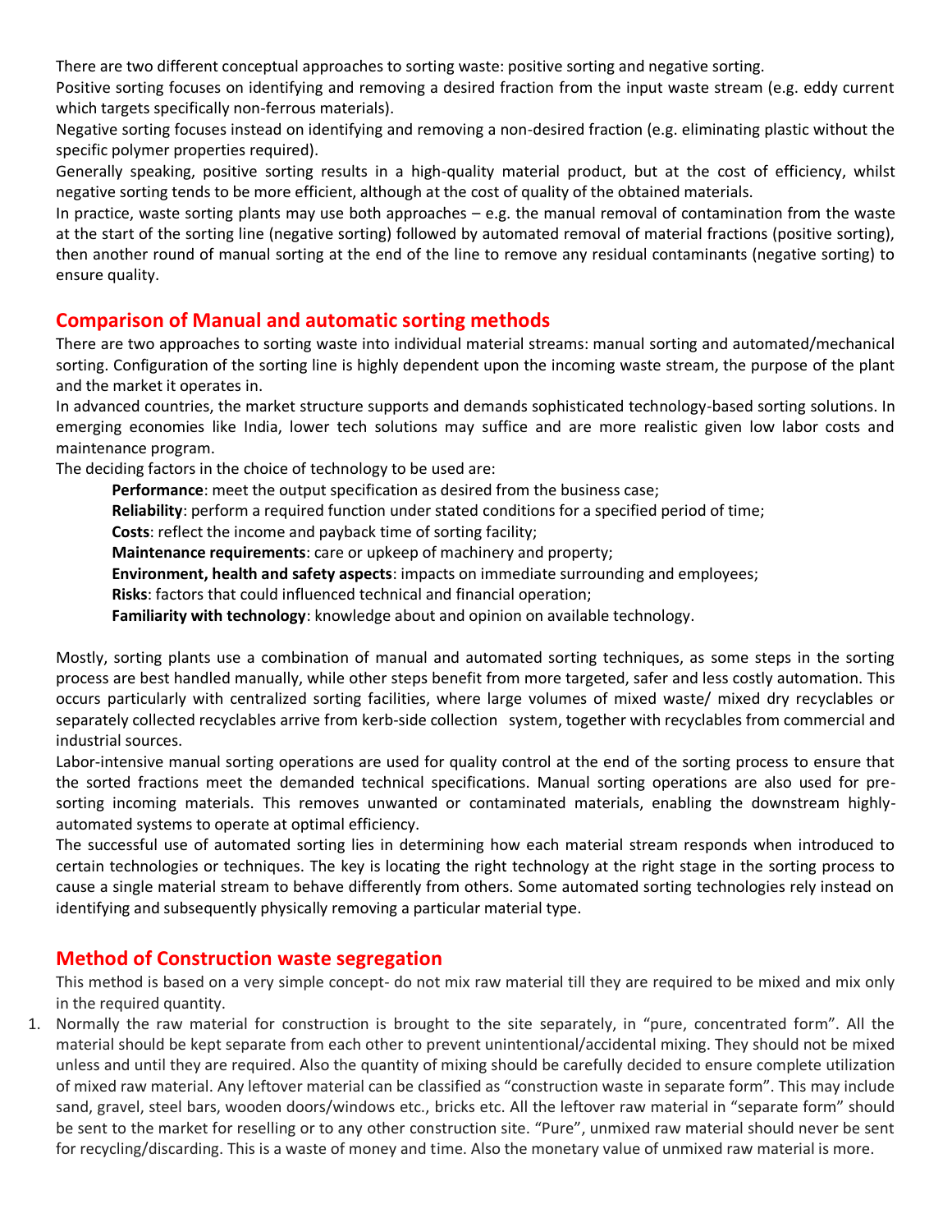There are two different conceptual approaches to sorting waste: positive sorting and negative sorting.

Positive sorting focuses on identifying and removing a desired fraction from the input waste stream (e.g. eddy current which targets specifically non-ferrous materials).

Negative sorting focuses instead on identifying and removing a non-desired fraction (e.g. eliminating plastic without the specific polymer properties required).

Generally speaking, positive sorting results in a high-quality material product, but at the cost of efficiency, whilst negative sorting tends to be more efficient, although at the cost of quality of the obtained materials.

In practice, waste sorting plants may use both approaches – e.g. the manual removal of contamination from the waste at the start of the sorting line (negative sorting) followed by automated removal of material fractions (positive sorting), then another round of manual sorting at the end of the line to remove any residual contaminants (negative sorting) to ensure quality.

## Comparison of Manual and automatic sorting methods

There are two approaches to sorting waste into individual material streams: manual sorting and automated/mechanical sorting. Configuration of the sorting line is highly dependent upon the incoming waste stream, the purpose of the plant and the market it operates in.

In advanced countries, the market structure supports and demands sophisticated technology-based sorting solutions. In emerging economies like India, lower tech solutions may suffice and are more realistic given low labor costs and maintenance program.

The deciding factors in the choice of technology to be used are:

- **Performance**: meet the output specification as desired from the business case;
- **Reliability**: perform a required function under stated conditions for a specified period of time;
- **Costs**: reflect the income and payback time of sorting facility;
- **Maintenance requirements**: care or upkeep of machinery and property;
- **Environment, health and safety aspects**: impacts on immediate surrounding and employees;
- **Risks**: factors that could influenced technical and financial operation;
- **Familiarity with technology**: knowledge about and opinion on available technology.

Mostly, sorting plants use a combination of manual and automated sorting techniques, as some steps in the sorting process are best handled manually, while other steps benefit from more targeted, safer and less costly automation. This occurs particularly with centralized sorting facilities, where large volumes of mixed waste/ mixed dry recyclables or separately collected recyclables arrive from kerb-side collection system, together with recyclables from commercial and industrial sources.

Labor-intensive manual sorting operations are used for quality control at the end of the sorting process to ensure that the sorted fractions meet the demanded technical specifications. Manual sorting operations are also used for pre-sorting incoming materials. This removes unwanted or contaminated materials, enabling the downstream highly-automated systems to operate at optimal efficiency.

The successful use of automated sorting lies in determining how each material stream responds when introduced to certain technologies or techniques. The key is locating the right technology at the right stage in the sorting process to cause a single material stream to behave differently from others. Some automated sorting technologies rely instead on identifying and subsequently physically removing a particular material type.

## Method of Construction waste segregation

This method is based on a very simple concept- do not mix raw material till they are required to be mixed and mix only in the required quantity.

1. Normally the raw material for construction is brought to the site separately, in "pure, concentrated form". All the material should be kept separate from each other to prevent unintentional/accidental mixing. They should not be mixed unless and until they are required. Also the quantity of mixing should be carefully decided to ensure complete utilization of mixed raw material. Any leftover material can be classified as "construction waste in separate form". This may include sand, gravel, steel bars, wooden doors/windows etc., bricks etc. All the leftover raw material in "separate form" should be sent to the market for reselling or to any other construction site. "Pure", unmixed raw material should never be sent for recycling/discarding. This is a waste of money and time. Also the monetary value of unmixed raw material is more.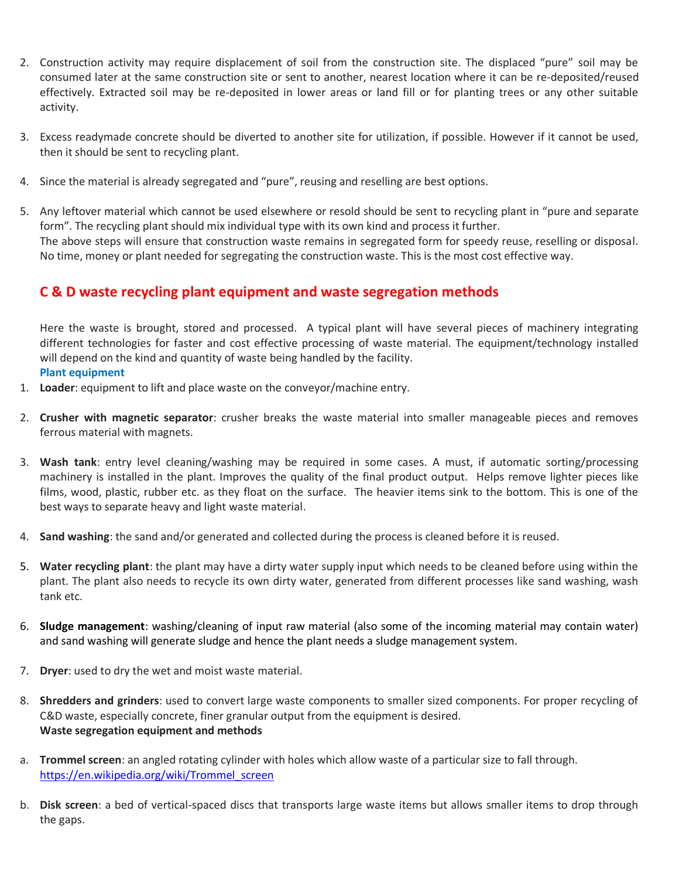2. Construction activity may require displacement of soil from the construction site. The displaced "pure" soil may be consumed later at the same construction site or sent to another, nearest location where it can be re-deposited/reused effectively. Extracted soil may be re-deposited in lower areas or land fill or for planting trees or any other suitable activity.

3. Excess readymade concrete should be diverted to another site for utilization, if possible. However if it cannot be used, then it should be sent to recycling plant.

4. Since the material is already segregated and "pure", reusing and reselling are best options.

5. Any leftover material which cannot be used elsewhere or resold should be sent to recycling plant in "pure and separate form". The recycling plant should mix individual type with its own kind and process it further.
   The above steps will ensure that construction waste remains in segregated form for speedy reuse, reselling or disposal. No time, money or plant needed for segregating the construction waste. This is the most cost effective way.

## C & D waste recycling plant equipment and waste segregation methods

Here the waste is brought, stored and processed. A typical plant will have several pieces of machinery integrating different technologies for faster and cost effective processing of waste material. The equipment/technology installed will depend on the kind and quantity of waste being handled by the facility.

### Plant equipment

1. **Loader**: equipment to lift and place waste on the conveyor/machine entry.

2. **Crusher with magnetic separator**: crusher breaks the waste material into smaller manageable pieces and removes ferrous material with magnets.

3. **Wash tank**: entry level cleaning/washing may be required in some cases. A must, if automatic sorting/processing machinery is installed in the plant. Improves the quality of the final product output. Helps remove lighter pieces like films, wood, plastic, rubber etc. as they float on the surface. The heavier items sink to the bottom. This is one of the best ways to separate heavy and light waste material.

4. **Sand washing**: the sand and/or generated and collected during the process is cleaned before it is reused.

5. **Water recycling plant**: the plant may have a dirty water supply input which needs to be cleaned before using within the plant. The plant also needs to recycle its own dirty water, generated from different processes like sand washing, wash tank etc.

6. **Sludge management**: washing/cleaning of input raw material (also some of the incoming material may contain water) and sand washing will generate sludge and hence the plant needs a sludge management system.

7. **Dryer**: used to dry the wet and moist waste material.

8. **Shredders and grinders**: used to convert large waste components to smaller sized components. For proper recycling of C&D waste, especially concrete, finer granular output from the equipment is desired.

**Waste segregation equipment and methods**

a. **Trommel screen**: an angled rotating cylinder with holes which allow waste of a particular size to fall through.
   https://en.wikipedia.org/wiki/Trommel_screen

b. **Disk screen**: a bed of vertical-spaced discs that transports large waste items but allows smaller items to drop through the gaps.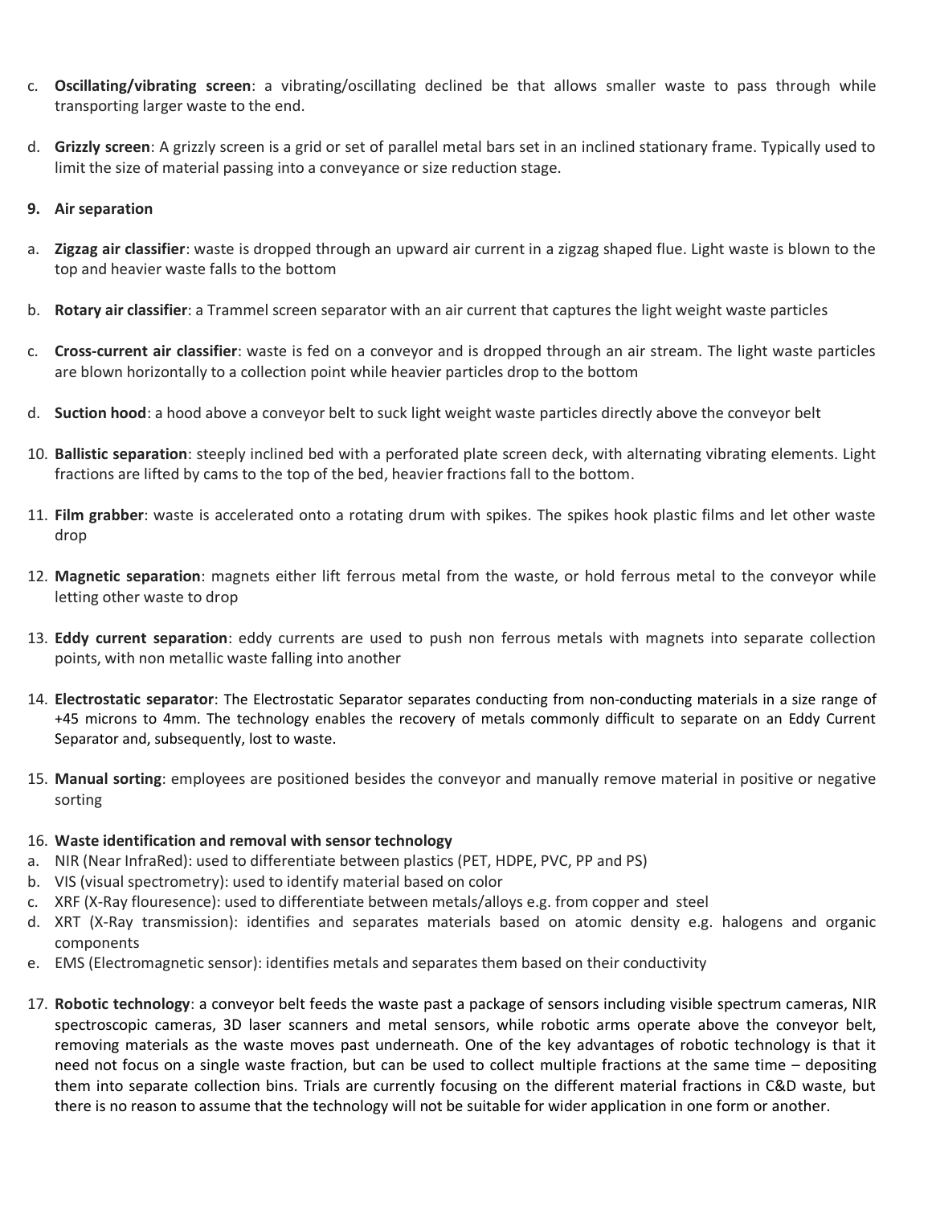c. **Oscillating/vibrating screen**: a vibrating/oscillating declined be that allows smaller waste to pass through while transporting larger waste to the end.

d. **Grizzly screen**: A grizzly screen is a grid or set of parallel metal bars set in an inclined stationary frame. Typically used to limit the size of material passing into a conveyance or size reduction stage.

9. **Air separation**

a. **Zigzag air classifier**: waste is dropped through an upward air current in a zigzag shaped flue. Light waste is blown to the top and heavier waste falls to the bottom

b. **Rotary air classifier**: a Trammel screen separator with an air current that captures the light weight waste particles

c. **Cross-current air classifier**: waste is fed on a conveyor and is dropped through an air stream. The light waste particles are blown horizontally to a collection point while heavier particles drop to the bottom

d. **Suction hood**: a hood above a conveyor belt to suck light weight waste particles directly above the conveyor belt

10. **Ballistic separation**: steeply inclined bed with a perforated plate screen deck, with alternating vibrating elements. Light fractions are lifted by cams to the top of the bed, heavier fractions fall to the bottom.

11. **Film grabber**: waste is accelerated onto a rotating drum with spikes. The spikes hook plastic films and let other waste drop

12. **Magnetic separation**: magnets either lift ferrous metal from the waste, or hold ferrous metal to the conveyor while letting other waste to drop

13. **Eddy current separation**: eddy currents are used to push non ferrous metals with magnets into separate collection points, with non metallic waste falling into another

14. **Electrostatic separator**: The Electrostatic Separator separates conducting from non-conducting materials in a size range of +45 microns to 4mm. The technology enables the recovery of metals commonly difficult to separate on an Eddy Current Separator and, subsequently, lost to waste.

15. **Manual sorting**: employees are positioned besides the conveyor and manually remove material in positive or negative sorting

16. **Waste identification and removal with sensor technology**

a. NIR (Near InfraRed): used to differentiate between plastics (PET, HDPE, PVC, PP and PS)
b. VIS (visual spectrometry): used to identify material based on color
c. XRF (X-Ray flouresence): used to differentiate between metals/alloys e.g. from copper and steel
d. XRT (X-Ray transmission): identifies and separates materials based on atomic density e.g. halogens and organic components
e. EMS (Electromagnetic sensor): identifies metals and separates them based on their conductivity

17. **Robotic technology**: a conveyor belt feeds the waste past a package of sensors including visible spectrum cameras, NIR spectroscopic cameras, 3D laser scanners and metal sensors, while robotic arms operate above the conveyor belt, removing materials as the waste moves past underneath. One of the key advantages of robotic technology is that it need not focus on a single waste fraction, but can be used to collect multiple fractions at the same time – depositing them into separate collection bins. Trials are currently focusing on the different material fractions in C&D waste, but there is no reason to assume that the technology will not be suitable for wider application in one form or another.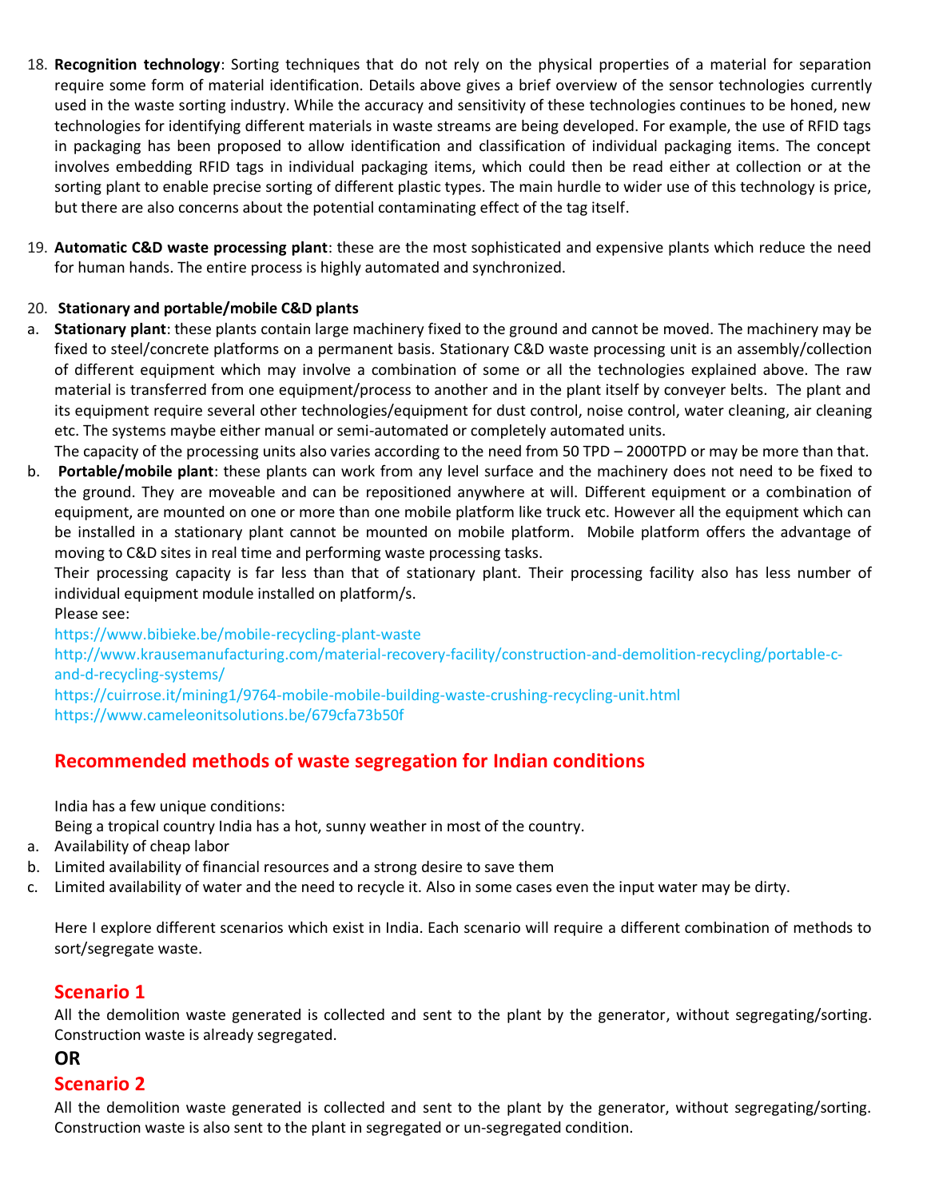18. **Recognition technology**: Sorting techniques that do not rely on the physical properties of a material for separation require some form of material identification. Details above gives a brief overview of the sensor technologies currently used in the waste sorting industry. While the accuracy and sensitivity of these technologies continues to be honed, new technologies for identifying different materials in waste streams are being developed. For example, the use of RFID tags in packaging has been proposed to allow identification and classification of individual packaging items. The concept involves embedding RFID tags in individual packaging items, which could then be read either at collection or at the sorting plant to enable precise sorting of different plastic types. The main hurdle to wider use of this technology is price, but there are also concerns about the potential contaminating effect of the tag itself.

19. **Automatic C&D waste processing plant**: these are the most sophisticated and expensive plants which reduce the need for human hands. The entire process is highly automated and synchronized.

20. **Stationary and portable/mobile C&D plants**

a. **Stationary plant**: these plants contain large machinery fixed to the ground and cannot be moved. The machinery may be fixed to steel/concrete platforms on a permanent basis. Stationary C&D waste processing unit is an assembly/collection of different equipment which may involve a combination of some or all the technologies explained above. The raw material is transferred from one equipment/process to another and in the plant itself by conveyer belts. The plant and its equipment require several other technologies/equipment for dust control, noise control, water cleaning, air cleaning etc. The systems maybe either manual or semi-automated or completely automated units.
The capacity of the processing units also varies according to the need from 50 TPD – 2000TPD or may be more than that.

b. **Portable/mobile plant**: these plants can work from any level surface and the machinery does not need to be fixed to the ground. They are moveable and can be repositioned anywhere at will. Different equipment or a combination of equipment, are mounted on one or more than one mobile platform like truck etc. However all the equipment which can be installed in a stationary plant cannot be mounted on mobile platform. Mobile platform offers the advantage of moving to C&D sites in real time and performing waste processing tasks.
Their processing capacity is far less than that of stationary plant. Their processing facility also has less number of individual equipment module installed on platform/s.
Please see:
https://www.bibieke.be/mobile-recycling-plant-waste
http://www.krausemanufacturing.com/material-recovery-facility/construction-and-demolition-recycling/portable-c-and-d-recycling-systems/
https://cuirrose.it/mining1/9764-mobile-mobile-building-waste-crushing-recycling-unit.html
https://www.cameleonitsolutions.be/679cfa73b50f

## Recommended methods of waste segregation for Indian conditions

India has a few unique conditions:
Being a tropical country India has a hot, sunny weather in most of the country.

a. Availability of cheap labor
b. Limited availability of financial resources and a strong desire to save them
c. Limited availability of water and the need to recycle it. Also in some cases even the input water may be dirty.

Here I explore different scenarios which exist in India. Each scenario will require a different combination of methods to sort/segregate waste.

### Scenario 1

All the demolition waste generated is collected and sent to the plant by the generator, without segregating/sorting. Construction waste is already segregated.

**OR**

### Scenario 2

All the demolition waste generated is collected and sent to the plant by the generator, without segregating/sorting. Construction waste is also sent to the plant in segregated or un-segregated condition.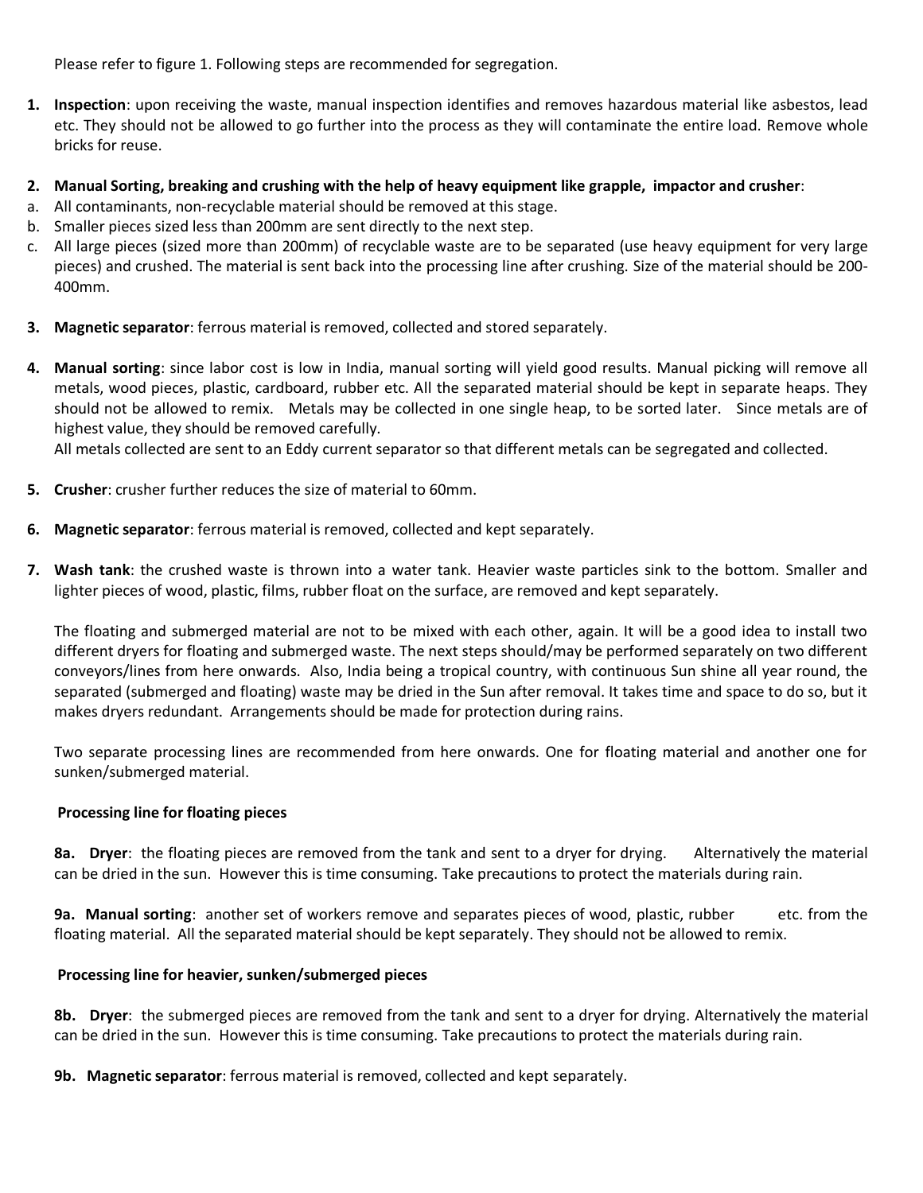Please refer to figure 1. Following steps are recommended for segregation.

1. **Inspection**: upon receiving the waste, manual inspection identifies and removes hazardous material like asbestos, lead etc. They should not be allowed to go further into the process as they will contaminate the entire load. Remove whole bricks for reuse.

2. **Manual Sorting, breaking and crushing with the help of heavy equipment like grapple, impactor and crusher**:

a. All contaminants, non-recyclable material should be removed at this stage.
b. Smaller pieces sized less than 200mm are sent directly to the next step.
c. All large pieces (sized more than 200mm) of recyclable waste are to be separated (use heavy equipment for very large pieces) and crushed. The material is sent back into the processing line after crushing. Size of the material should be 200-400mm.

3. **Magnetic separator**: ferrous material is removed, collected and stored separately.

4. **Manual sorting**: since labor cost is low in India, manual sorting will yield good results. Manual picking will remove all metals, wood pieces, plastic, cardboard, rubber etc. All the separated material should be kept in separate heaps. They should not be allowed to remix. Metals may be collected in one single heap, to be sorted later. Since metals are of highest value, they should be removed carefully.
   All metals collected are sent to an Eddy current separator so that different metals can be segregated and collected.

5. **Crusher**: crusher further reduces the size of material to 60mm.

6. **Magnetic separator**: ferrous material is removed, collected and kept separately.

7. **Wash tank**: the crushed waste is thrown into a water tank. Heavier waste particles sink to the bottom. Smaller and lighter pieces of wood, plastic, films, rubber float on the surface, are removed and kept separately.

   The floating and submerged material are not to be mixed with each other, again. It will be a good idea to install two different dryers for floating and submerged waste. The next steps should/may be performed separately on two different conveyors/lines from here onwards. Also, India being a tropical country, with continuous Sun shine all year round, the separated (submerged and floating) waste may be dried in the Sun after removal. It takes time and space to do so, but it makes dryers redundant. Arrangements should be made for protection during rains.

   Two separate processing lines are recommended from here onwards. One for floating material and another one for sunken/submerged material.

   **Processing line for floating pieces**

   **8a. Dryer**: the floating pieces are removed from the tank and sent to a dryer for drying. Alternatively the material can be dried in the sun. However this is time consuming. Take precautions to protect the materials during rain.

   **9a. Manual sorting**: another set of workers remove and separates pieces of wood, plastic, rubber etc. from the floating material. All the separated material should be kept separately. They should not be allowed to remix.

   **Processing line for heavier, sunken/submerged pieces**

   **8b. Dryer**: the submerged pieces are removed from the tank and sent to a dryer for drying. Alternatively the material can be dried in the sun. However this is time consuming. Take precautions to protect the materials during rain.

   **9b. Magnetic separator**: ferrous material is removed, collected and kept separately.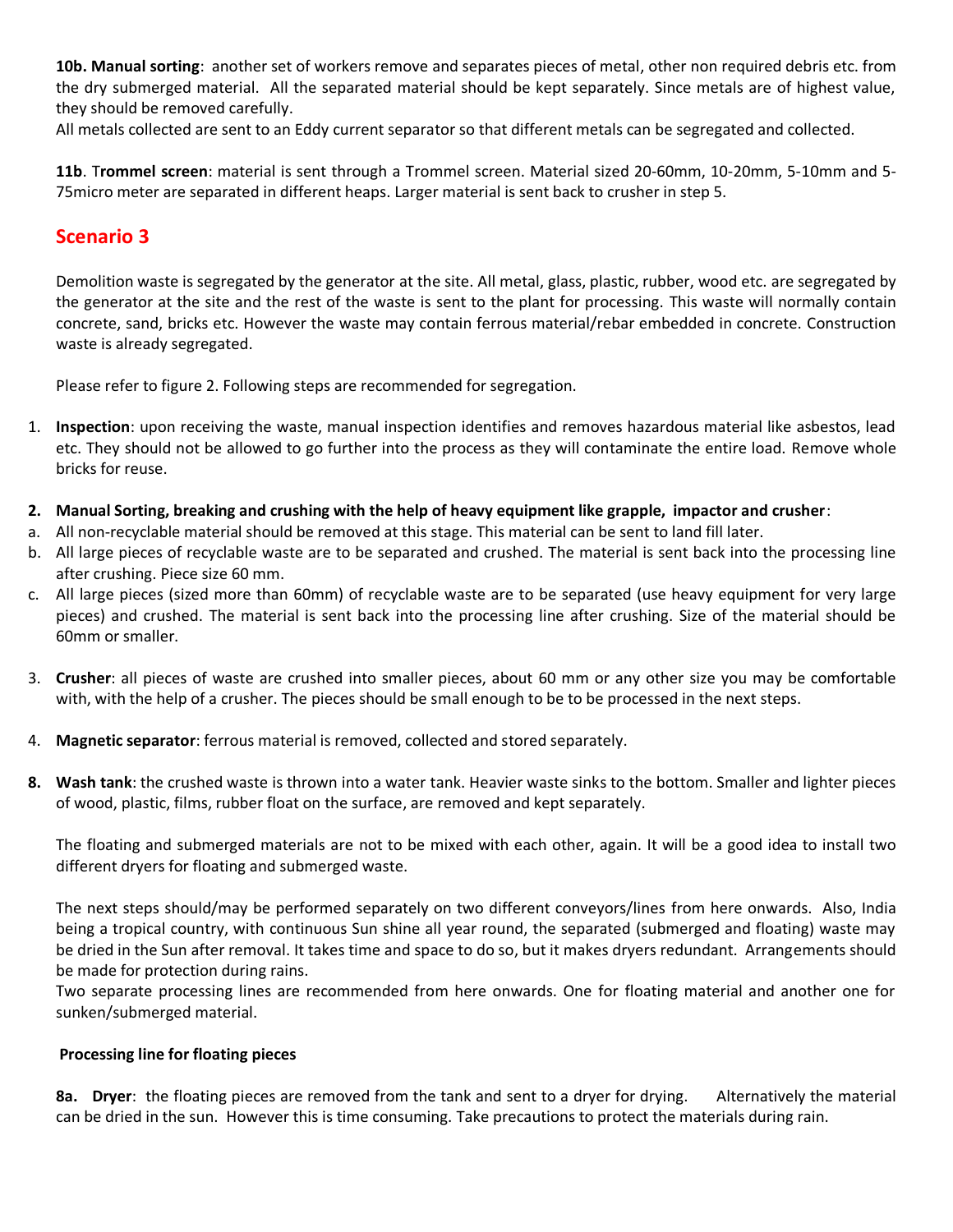**10b. Manual sorting**: another set of workers remove and separates pieces of metal, other non required debris etc. from the dry submerged material. All the separated material should be kept separately. Since metals are of highest value, they should be removed carefully.

All metals collected are sent to an Eddy current separator so that different metals can be segregated and collected.

**11b**. T**rommel screen**: material is sent through a Trommel screen. Material sized 20-60mm, 10-20mm, 5-10mm and 5-75micro meter are separated in different heaps. Larger material is sent back to crusher in step 5.

## Scenario 3

Demolition waste is segregated by the generator at the site. All metal, glass, plastic, rubber, wood etc. are segregated by the generator at the site and the rest of the waste is sent to the plant for processing. This waste will normally contain concrete, sand, bricks etc. However the waste may contain ferrous material/rebar embedded in concrete. Construction waste is already segregated.

Please refer to figure 2. Following steps are recommended for segregation.

1. **Inspection**: upon receiving the waste, manual inspection identifies and removes hazardous material like asbestos, lead etc. They should not be allowed to go further into the process as they will contaminate the entire load. Remove whole bricks for reuse.

2. **Manual Sorting, breaking and crushing with the help of heavy equipment like grapple, impactor and crusher**:
   a. All non-recyclable material should be removed at this stage. This material can be sent to land fill later.
   b. All large pieces of recyclable waste are to be separated and crushed. The material is sent back into the processing line after crushing. Piece size 60 mm.
   c. All large pieces (sized more than 60mm) of recyclable waste are to be separated (use heavy equipment for very large pieces) and crushed. The material is sent back into the processing line after crushing. Size of the material should be 60mm or smaller.

3. **Crusher**: all pieces of waste are crushed into smaller pieces, about 60 mm or any other size you may be comfortable with, with the help of a crusher. The pieces should be small enough to be to be processed in the next steps.

4. **Magnetic separator**: ferrous material is removed, collected and stored separately.

8. **Wash tank**: the crushed waste is thrown into a water tank. Heavier waste sinks to the bottom. Smaller and lighter pieces of wood, plastic, films, rubber float on the surface, are removed and kept separately.

   The floating and submerged materials are not to be mixed with each other, again. It will be a good idea to install two different dryers for floating and submerged waste.

   The next steps should/may be performed separately on two different conveyors/lines from here onwards. Also, India being a tropical country, with continuous Sun shine all year round, the separated (submerged and floating) waste may be dried in the Sun after removal. It takes time and space to do so, but it makes dryers redundant. Arrangements should be made for protection during rains.

   Two separate processing lines are recommended from here onwards. One for floating material and another one for sunken/submerged material.

**Processing line for floating pieces**

**8a. Dryer**: the floating pieces are removed from the tank and sent to a dryer for drying. Alternatively the material can be dried in the sun. However this is time consuming. Take precautions to protect the materials during rain.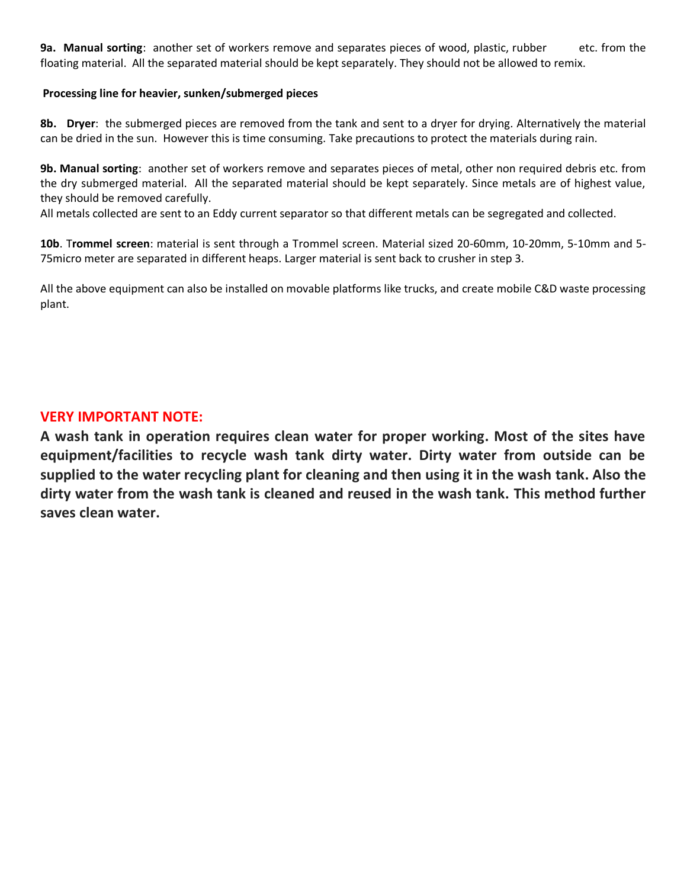**9a. Manual sorting**: another set of workers remove and separates pieces of wood, plastic, rubber etc. from the floating material. All the separated material should be kept separately. They should not be allowed to remix.

**Processing line for heavier, sunken/submerged pieces**

**8b. Dryer**: the submerged pieces are removed from the tank and sent to a dryer for drying. Alternatively the material can be dried in the sun. However this is time consuming. Take precautions to protect the materials during rain.

**9b. Manual sorting**: another set of workers remove and separates pieces of metal, other non required debris etc. from the dry submerged material. All the separated material should be kept separately. Since metals are of highest value, they should be removed carefully.

All metals collected are sent to an Eddy current separator so that different metals can be segregated and collected.

**10b**. T**rommel screen**: material is sent through a Trommel screen. Material sized 20-60mm, 10-20mm, 5-10mm and 5-75micro meter are separated in different heaps. Larger material is sent back to crusher in step 3.

All the above equipment can also be installed on movable platforms like trucks, and create mobile C&D waste processing plant.

**VERY IMPORTANT NOTE:**

**A wash tank in operation requires clean water for proper working. Most of the sites have equipment/facilities to recycle wash tank dirty water. Dirty water from outside can be supplied to the water recycling plant for cleaning and then using it in the wash tank. Also the dirty water from the wash tank is cleaned and reused in the wash tank. This method further saves clean water.**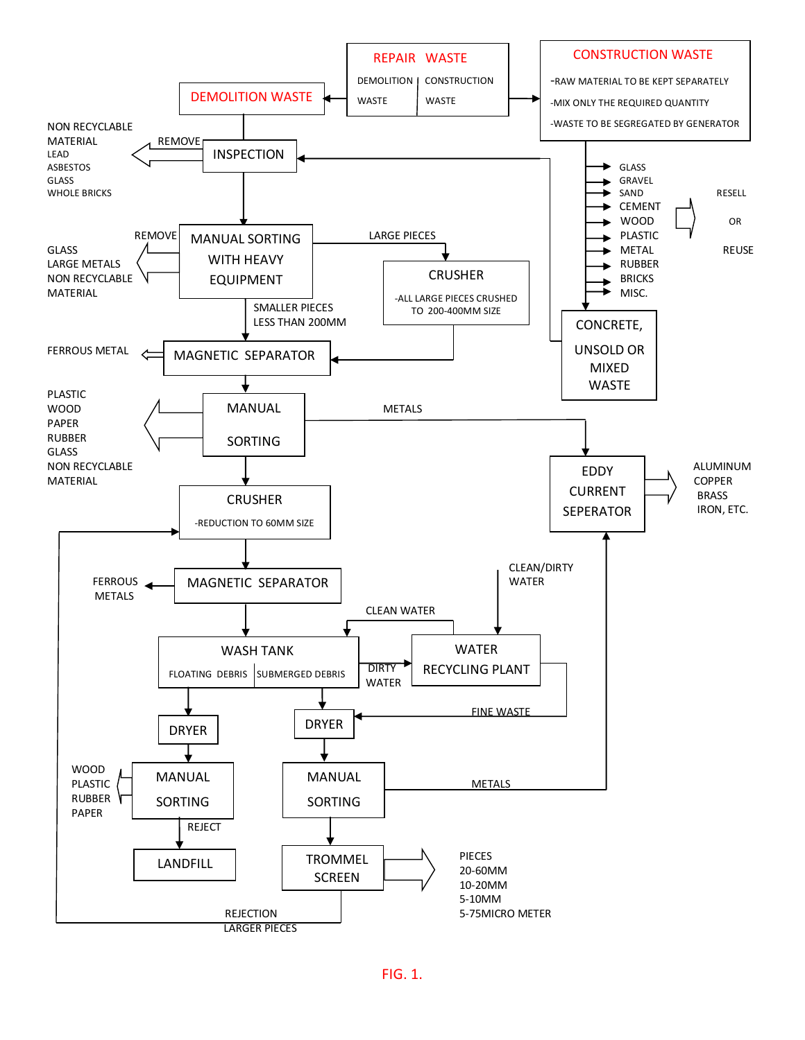REPAIR WASTE

DEMOLITION WASTE | CONSTRUCTION WASTE

DEMOLITION WASTE

CONSTRUCTION WASTE

-RAW MATERIAL TO BE KEPT SEPARATELY

-MIX ONLY THE REQUIRED QUANTITY

-WASTE TO BE SEGREGATED BY GENERATOR

GLASS
GRAVEL
SAND
CEMENT
WOOD
PLASTIC
METAL
RUBBER
BRICKS
MISC.

RESELL

OR

REUSE

CONCRETE, UNSOLD OR MIXED WASTE

NON RECYCLABLE MATERIAL
LEAD
ASBESTOS
GLASS
WHOLE BRICKS

REMOVE

INSPECTION

REMOVE

GLASS
LARGE METALS
NON RECYCLABLE MATERIAL

MANUAL SORTING WITH HEAVY EQUIPMENT

LARGE PIECES

CRUSHER

-ALL LARGE PIECES CRUSHED TO 200-400MM SIZE

SMALLER PIECES LESS THAN 200MM

FERROUS METAL

MAGNETIC SEPARATOR

PLASTIC
WOOD
PAPER
RUBBER
GLASS
NON RECYCLABLE MATERIAL

MANUAL SORTING

METALS

EDDY CURRENT SEPERATOR

ALUMINUM
COPPER
BRASS
IRON, ETC.

CRUSHER

-REDUCTION TO 60MM SIZE

FERROUS METALS

MAGNETIC SEPARATOR

CLEAN/DIRTY WATER

CLEAN WATER

WASH TANK

FLOATING DEBRIS | SUBMERGED DEBRIS

DIRTY WATER

WATER RECYCLING PLANT

FINE WASTE

DRYER

DRYER

WOOD
PLASTIC
RUBBER
PAPER

MANUAL SORTING

MANUAL SORTING

METALS

REJECT

LANDFILL

TROMMEL SCREEN

PIECES
20-60MM
10-20MM
5-10MM
5-75MICRO METER

REJECTION LARGER PIECES

FIG. 1.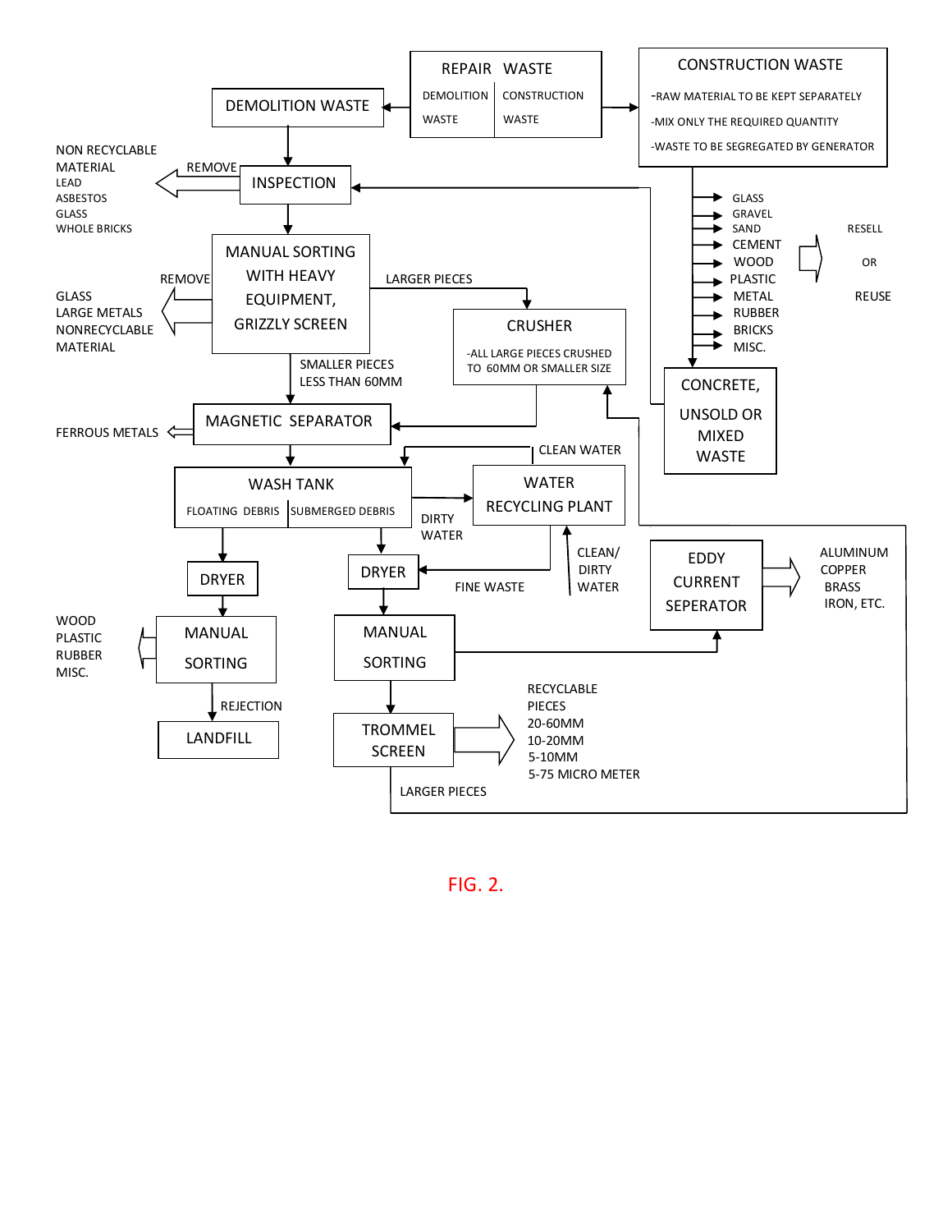REPAIR WASTE

DEMOLITION WASTE | CONSTRUCTION WASTE

DEMOLITION WASTE

CONSTRUCTION WASTE

- RAW MATERIAL TO BE KEPT SEPARATELY
- MIX ONLY THE REQUIRED QUANTITY
- WASTE TO BE SEGREGATED BY GENERATOR

GLASS
GRAVEL
SAND
CEMENT
WOOD
PLASTIC
METAL
RUBBER
BRICKS
MISC.

RESELL OR REUSE

CONCRETE, UNSOLD OR MIXED WASTE

INSPECTION

REMOVE

NON RECYCLABLE MATERIAL
LEAD
ASBESTOS
GLASS
WHOLE BRICKS

MANUAL SORTING WITH HEAVY EQUIPMENT, GRIZZLY SCREEN

REMOVE

GLASS
LARGE METALS
NONRECYCLABLE MATERIAL

LARGER PIECES

CRUSHER

- ALL LARGE PIECES CRUSHED TO 60MM OR SMALLER SIZE

SMALLER PIECES LESS THAN 60MM

MAGNETIC SEPARATOR

FERROUS METALS

CLEAN WATER

WASH TANK

FLOATING DEBRIS | SUBMERGED DEBRIS

DIRTY WATER

WATER RECYCLING PLANT

CLEAN/ DIRTY WATER

FINE WASTE

DRYER

MANUAL SORTING

WOOD
PLASTIC
RUBBER
MISC.

REJECTION

LANDFILL

DRYER

MANUAL SORTING

EDDY CURRENT SEPERATOR

ALUMINUM
COPPER
BRASS
IRON, ETC.

TROMMEL SCREEN

RECYCLABLE PIECES
20-60MM
10-20MM
5-10MM
5-75 MICRO METER

LARGER PIECES

FIG. 2.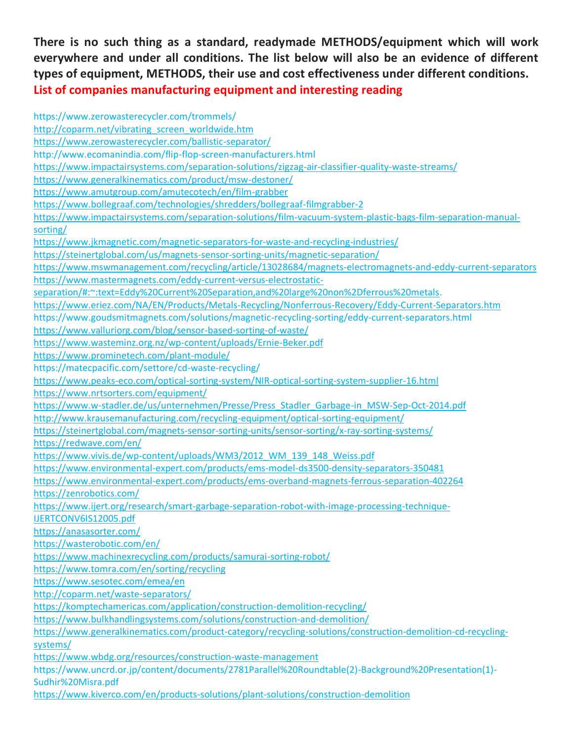**There is no such thing as a standard, readymade METHODS/equipment which will work everywhere and under all conditions. The list below will also be an evidence of different types of equipment, METHODS, their use and cost effectiveness under different conditions.**

**List of companies manufacturing equipment and interesting reading**

https://www.zerowasterecycler.com/trommels/
http://coparm.net/vibrating_screen_worldwide.htm
https://www.zerowasterecycler.com/ballistic-separator/
http://www.ecomanindia.com/flip-flop-screen-manufacturers.html
https://www.impactairsystems.com/separation-solutions/zigzag-air-classifier-quality-waste-streams/
https://www.generalkinematics.com/product/msw-destoner/
https://www.amutgroup.com/amutecotech/en/film-grabber
https://www.bollegraaf.com/technologies/shredders/bollegraaf-filmgrabber-2
https://www.impactairsystems.com/separation-solutions/film-vacuum-system-plastic-bags-film-separation-manual-sorting/
https://www.jkmagnetic.com/magnetic-separators-for-waste-and-recycling-industries/
https://steinertglobal.com/us/magnets-sensor-sorting-units/magnetic-separation/
https://www.mswmanagement.com/recycling/article/13028684/magnets-electromagnets-and-eddy-current-separators
https://www.mastermagnets.com/eddy-current-versus-electrostatic-separation/#:~:text=Eddy%20Current%20Separation,and%20large%20non%2Dferrous%20metals.
https://www.eriez.com/NA/EN/Products/Metals-Recycling/Nonferrous-Recovery/Eddy-Current-Separators.htm
https://www.goudsmitmagnets.com/solutions/magnetic-recycling-sorting/eddy-current-separators.html
https://www.valluriorg.com/blog/sensor-based-sorting-of-waste/
https://www.wasteminz.org.nz/wp-content/uploads/Ernie-Beker.pdf
https://www.prominetech.com/plant-module/
https://matecpacific.com/settore/cd-waste-recycling/
https://www.peaks-eco.com/optical-sorting-system/NIR-optical-sorting-system-supplier-16.html
https://www.nrtsorters.com/equipment/
https://www.w-stadler.de/us/unternehmen/Presse/Press_Stadler_Garbage-in_MSW-Sep-Oct-2014.pdf
http://www.krausemanufacturing.com/recycling-equipment/optical-sorting-equipment/
https://steinertglobal.com/magnets-sensor-sorting-units/sensor-sorting/x-ray-sorting-systems/
https://redwave.com/en/
https://www.vivis.de/wp-content/uploads/WM3/2012_WM_139_148_Weiss.pdf
https://www.environmental-expert.com/products/ems-model-ds3500-density-separators-350481
https://www.environmental-expert.com/products/ems-overband-magnets-ferrous-separation-402264
https://zenrobotics.com/
https://www.ijert.org/research/smart-garbage-separation-robot-with-image-processing-technique-IJERTCONV6IS12005.pdf
https://anasasorter.com/
https://wasterobotic.com/en/
https://www.machinexrecycling.com/products/samurai-sorting-robot/
https://www.tomra.com/en/sorting/recycling
https://www.sesotec.com/emea/en
http://coparm.net/waste-separators/
https://komptechamericas.com/application/construction-demolition-recycling/
https://www.bulkhandlingsystems.com/solutions/construction-and-demolition/
https://www.generalkinematics.com/product-category/recycling-solutions/construction-demolition-cd-recycling-systems/
https://www.wbdg.org/resources/construction-waste-management
https://www.uncrd.or.jp/content/documents/2781Parallel%20Roundtable(2)-Background%20Presentation(1)-Sudhir%20Misra.pdf
https://www.kiverco.com/en/products-solutions/plant-solutions/construction-demolition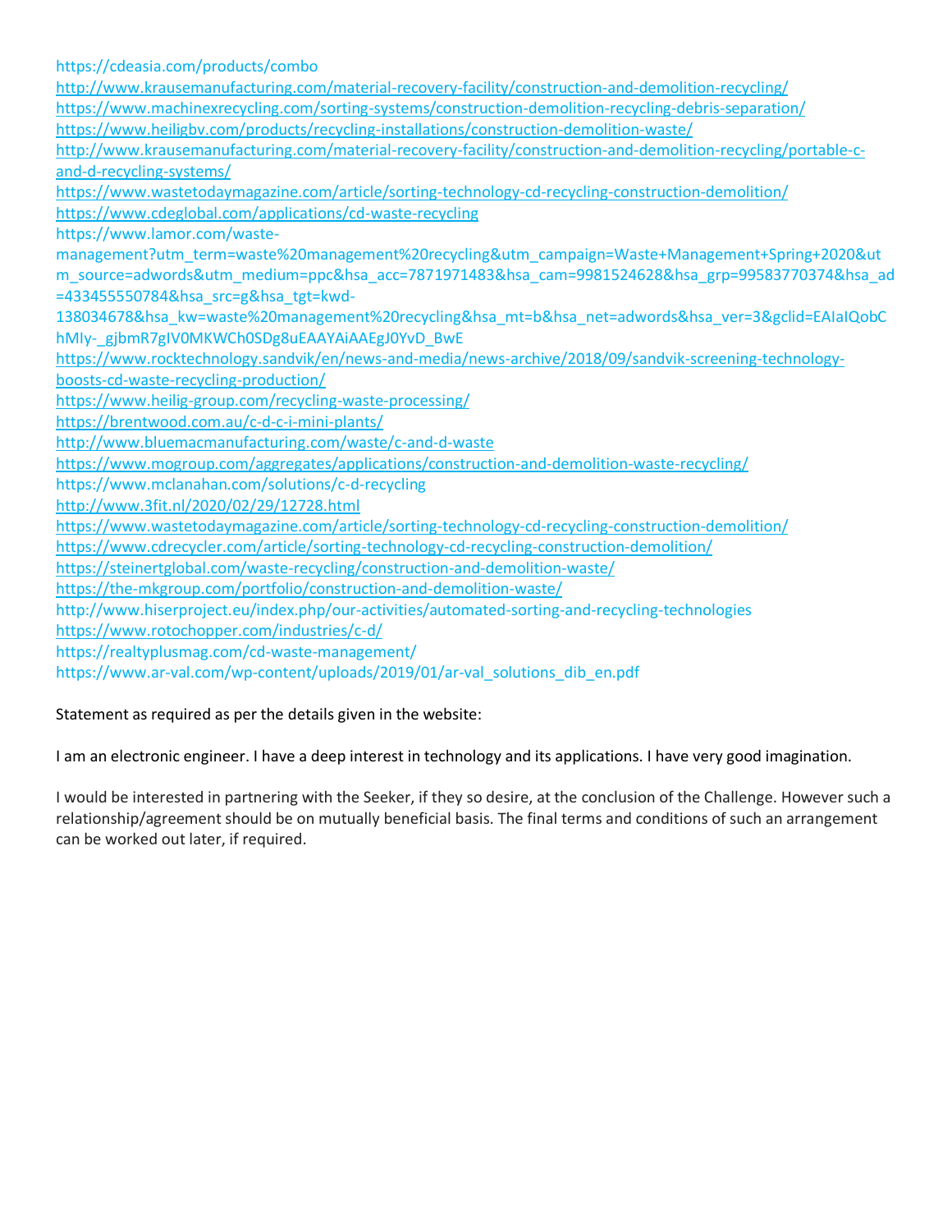https://cdeasia.com/products/combo
http://www.krausemanufacturing.com/material-recovery-facility/construction-and-demolition-recycling/
https://www.machinexrecycling.com/sorting-systems/construction-demolition-recycling-debris-separation/
https://www.heiligbv.com/products/recycling-installations/construction-demolition-waste/
http://www.krausemanufacturing.com/material-recovery-facility/construction-and-demolition-recycling/portable-c-and-d-recycling-systems/
https://www.wastetodaymagazine.com/article/sorting-technology-cd-recycling-construction-demolition/
https://www.cdeglobal.com/applications/cd-waste-recycling
https://www.lamor.com/waste-management?utm_term=waste%20management%20recycling&utm_campaign=Waste+Management+Spring+2020&utm_source=adwords&utm_medium=ppc&hsa_acc=7871971483&hsa_cam=9981524628&hsa_grp=99583770374&hsa_ad=433455550784&hsa_src=g&hsa_tgt=kwd-138034678&hsa_kw=waste%20management%20recycling&hsa_mt=b&hsa_net=adwords&hsa_ver=3&gclid=EAIaIQobChMIy-_gjbmR7gIV0MKWCh0SDg8uEAAYAiAAEgJ0YvD_BwE
https://www.rocktechnology.sandvik/en/news-and-media/news-archive/2018/09/sandvik-screening-technology-boosts-cd-waste-recycling-production/
https://www.heilig-group.com/recycling-waste-processing/
https://brentwood.com.au/c-d-c-i-mini-plants/
http://www.bluemacmanufacturing.com/waste/c-and-d-waste
https://www.mogroup.com/aggregates/applications/construction-and-demolition-waste-recycling/
https://www.mclanahan.com/solutions/c-d-recycling
http://www.3fit.nl/2020/02/29/12728.html
https://www.wastetodaymagazine.com/article/sorting-technology-cd-recycling-construction-demolition/
https://www.cdrecycler.com/article/sorting-technology-cd-recycling-construction-demolition/
https://steinertglobal.com/waste-recycling/construction-and-demolition-waste/
https://the-mkgroup.com/portfolio/construction-and-demolition-waste/
http://www.hiserproject.eu/index.php/our-activities/automated-sorting-and-recycling-technologies
https://www.rotochopper.com/industries/c-d/
https://realtyplusmag.com/cd-waste-management/
https://www.ar-val.com/wp-content/uploads/2019/01/ar-val_solutions_dib_en.pdf

Statement as required as per the details given in the website:

I am an electronic engineer. I have a deep interest in technology and its applications. I have very good imagination.

I would be interested in partnering with the Seeker, if they so desire, at the conclusion of the Challenge. However such a relationship/agreement should be on mutually beneficial basis. The final terms and conditions of such an arrangement can be worked out later, if required.